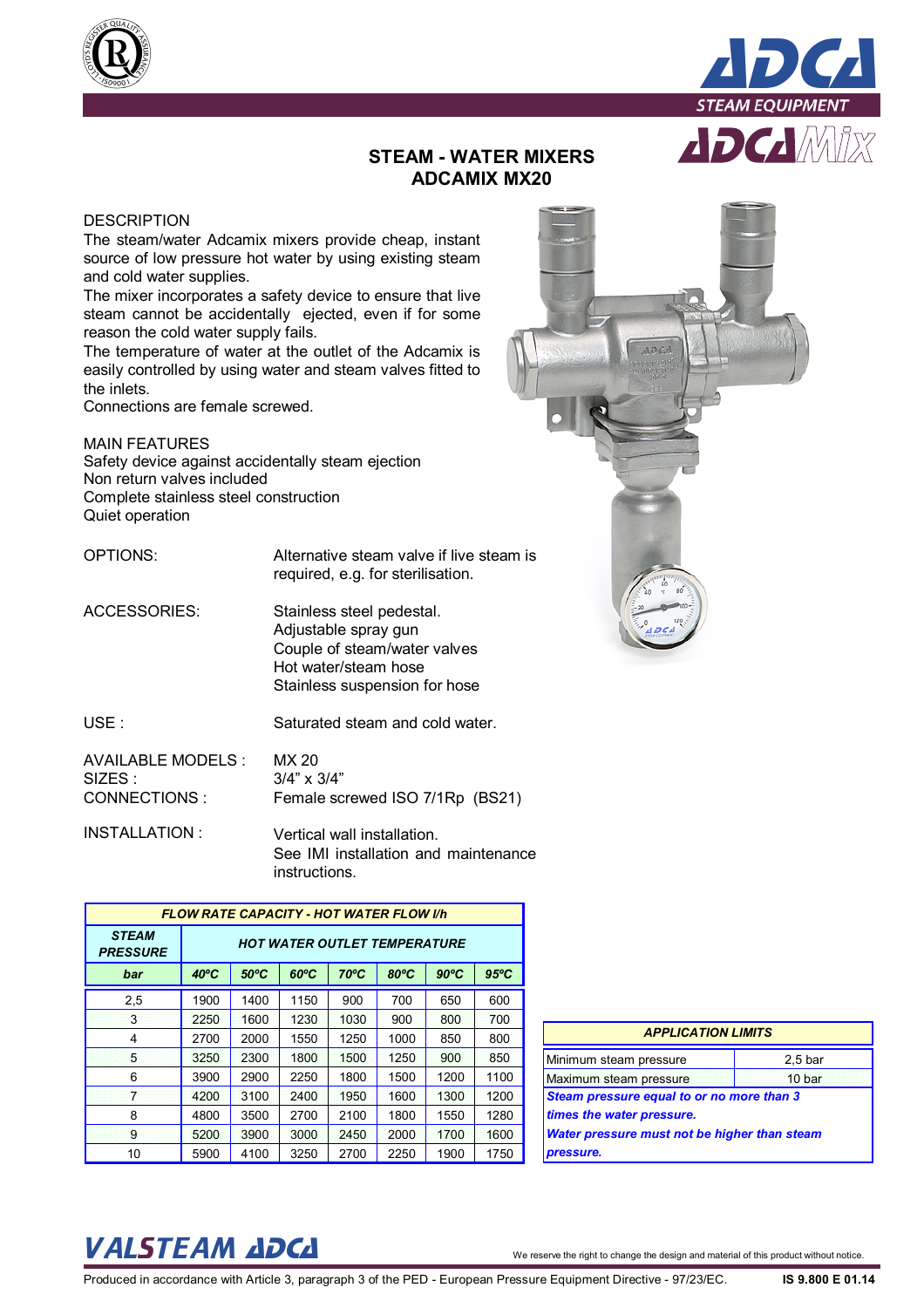# STEAM - WATER MIXERS
# ADCAMIX MX20

## DESCRIPTION

The steam/water Adcamix mixers provide cheap, instant source of low pressure hot water by using existing steam and cold water supplies.

The mixer incorporates a safety device to ensure that live steam cannot be accidentally ejected, even if for some reason the cold water supply fails.

The temperature of water at the outlet of the Adcamix is easily controlled by using water and steam valves fitted to the inlets.

Connections are female screwed.

## MAIN FEATURES

Safety device against accidentally steam ejection
Non return valves included
Complete stainless steel construction
Quiet operation

**OPTIONS:** Alternative steam valve if live steam is required, e.g. for sterilisation.

**ACCESSORIES:**
Stainless steel pedestal.
Adjustable spray gun
Couple of steam/water valves
Hot water/steam hose
Stainless suspension for hose

**USE :** Saturated steam and cold water.

**AVAILABLE MODELS :** MX 20
**SIZES :** 3/4" x 3/4"
**CONNECTIONS :** Female screwed ISO 7/1Rp (BS21)

**INSTALLATION :** Vertical wall installation.
See IMI installation and maintenance instructions.

| FLOW RATE CAPACITY - HOT WATER FLOW l/h | | | | | | | |
|---|---|---|---|---|---|---|---|
| **STEAM PRESSURE** | **HOT WATER OUTLET TEMPERATURE** | | | | | | |
| **bar** | **40ºC** | **50ºC** | **60ºC** | **70ºC** | **80ºC** | **90ºC** | **95ºC** |
| 2,5 | 1900 | 1400 | 1150 | 900 | 700 | 650 | 600 |
| 3 | 2250 | 1600 | 1230 | 1030 | 900 | 800 | 700 |
| 4 | 2700 | 2000 | 1550 | 1250 | 1000 | 850 | 800 |
| 5 | 3250 | 2300 | 1800 | 1500 | 1250 | 900 | 850 |
| 6 | 3900 | 2900 | 2250 | 1800 | 1500 | 1200 | 1100 |
| 7 | 4200 | 3100 | 2400 | 1950 | 1600 | 1300 | 1200 |
| 8 | 4800 | 3500 | 2700 | 2100 | 1800 | 1550 | 1280 |
| 9 | 5200 | 3900 | 3000 | 2450 | 2000 | 1700 | 1600 |
| 10 | 5900 | 4100 | 3250 | 2700 | 2250 | 1900 | 1750 |

| APPLICATION LIMITS | |
|---|---|
| Minimum steam pressure | 2,5 bar |
| Maximum steam pressure | 10 bar |

***Steam pressure equal to or no more than 3 times the water pressure.***

***Water pressure must not be higher than steam pressure.***

We reserve the right to change the design and material of this product without notice.

Produced in accordance with Article 3, paragraph 3 of the PED - European Pressure Equipment Directive - 97/23/EC. IS 9.800 E 01.14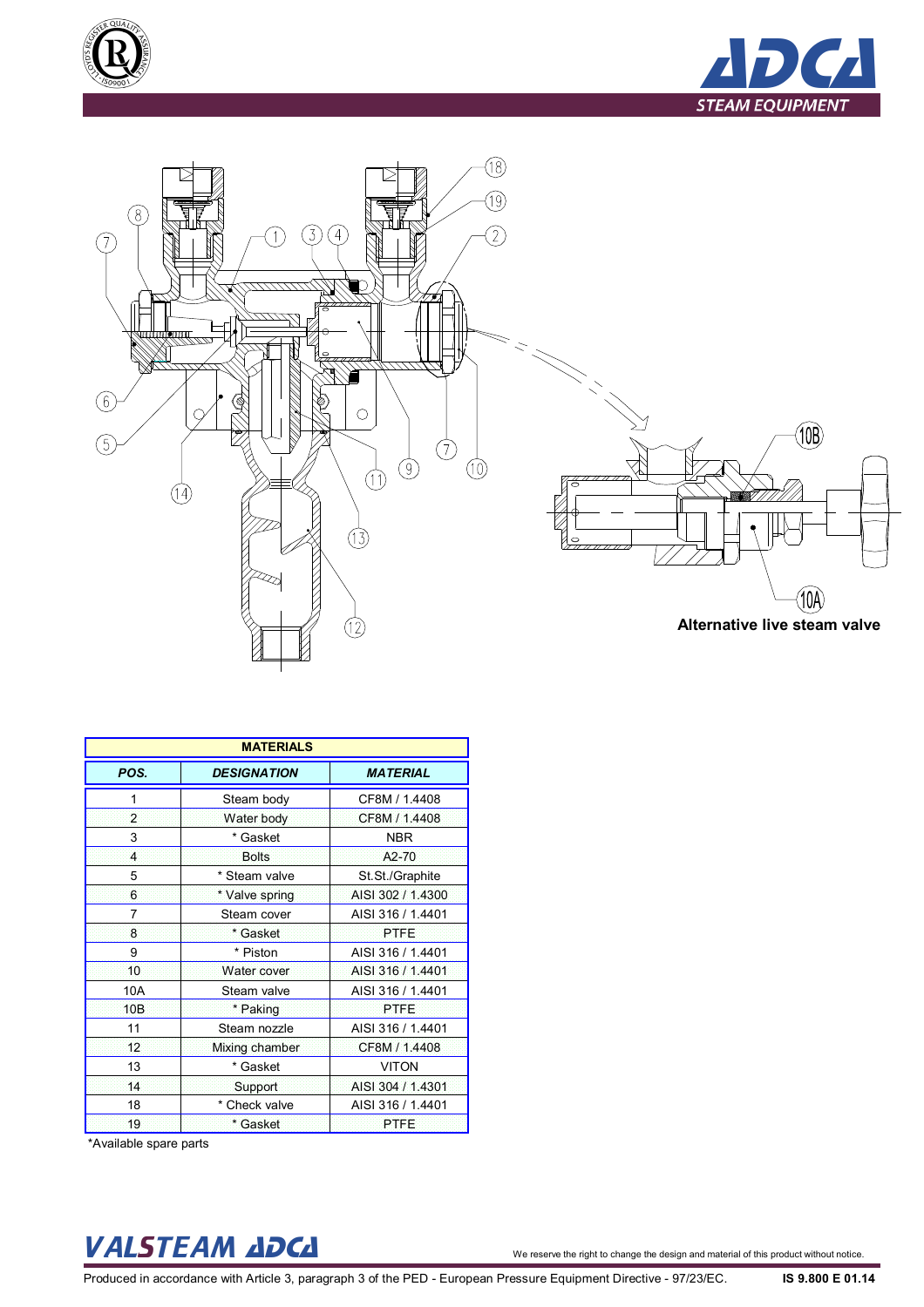Alternative live steam valve

| MATERIALS | | |
|---|---|---|
| **POS.** | **DESIGNATION** | **MATERIAL** |
| 1 | Steam body | CF8M / 1.4408 |
| 2 | Water body | CF8M / 1.4408 |
| 3 | * Gasket | NBR |
| 4 | Bolts | A2-70 |
| 5 | * Steam valve | St.St./Graphite |
| 6 | * Valve spring | AISI 302 / 1.4300 |
| 7 | Steam cover | AISI 316 / 1.4401 |
| 8 | * Gasket | PTFE |
| 9 | * Piston | AISI 316 / 1.4401 |
| 10 | Water cover | AISI 316 / 1.4401 |
| 10A | Steam valve | AISI 316 / 1.4401 |
| 10B | * Paking | PTFE |
| 11 | Steam nozzle | AISI 316 / 1.4401 |
| 12 | Mixing chamber | CF8M / 1.4408 |
| 13 | * Gasket | VITON |
| 14 | Support | AISI 304 / 1.4301 |
| 18 | * Check valve | AISI 316 / 1.4401 |
| 19 | * Gasket | PTFE |

*Available spare parts

We reserve the right to change the design and material of this product without notice.

Produced in accordance with Article 3, paragraph 3 of the PED - European Pressure Equipment Directive - 97/23/EC.

IS 9.800 E 01.14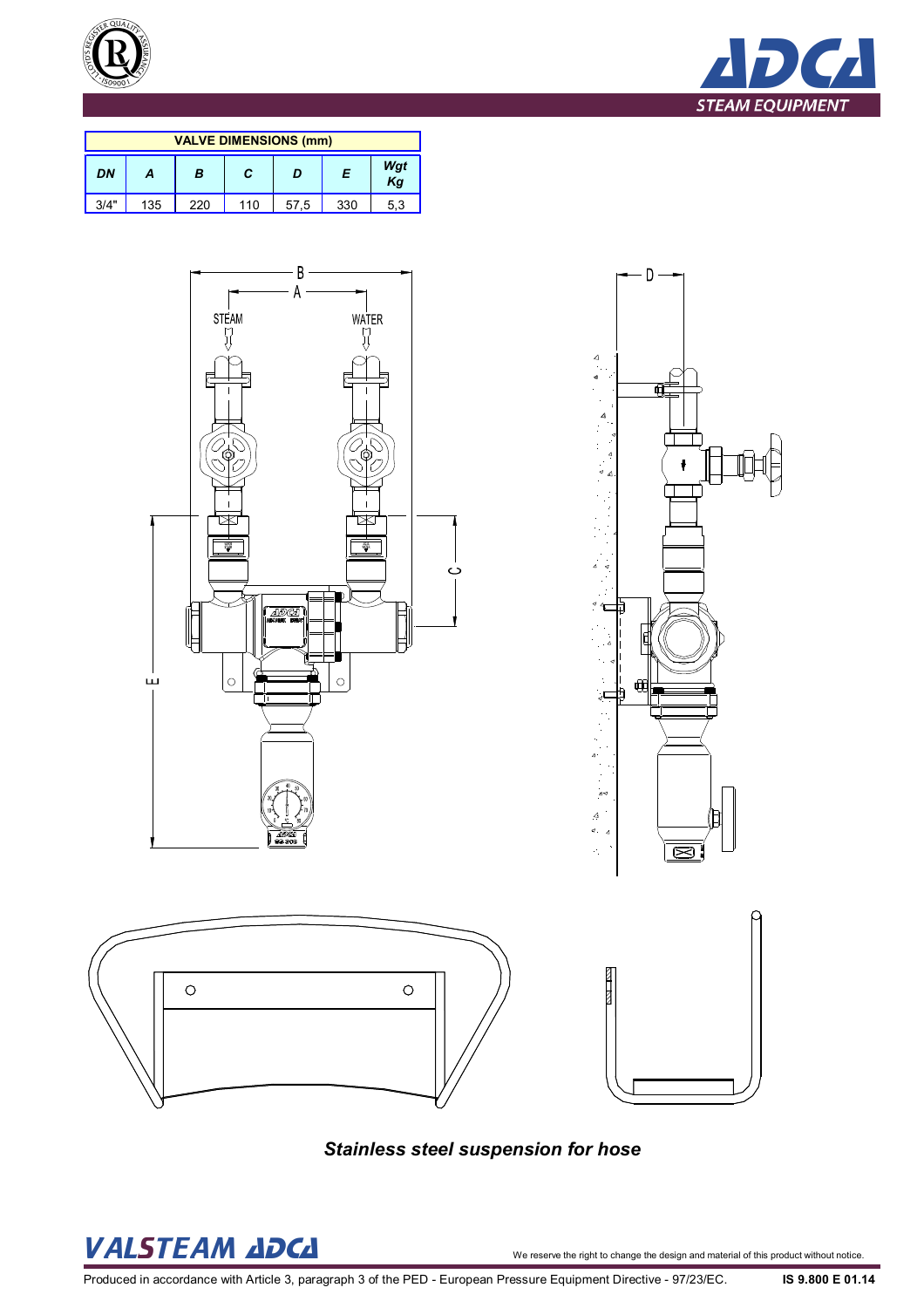| VALVE DIMENSIONS (mm) | | | | | | |
|---|---|---|---|---|---|---|
| ***DN*** | ***A*** | ***B*** | ***C*** | ***D*** | ***E*** | ***Wgt Kg*** |
| 3/4" | 135 | 220 | 110 | 57,5 | 330 | 5,3 |

STEAM

WATER

***Stainless steel suspension for hose***

We reserve the right to change the design and material of this product without notice.

Produced in accordance with Article 3, paragraph 3 of the PED - European Pressure Equipment Directive - 97/23/EC.

**IS 9.800 E 01.14**